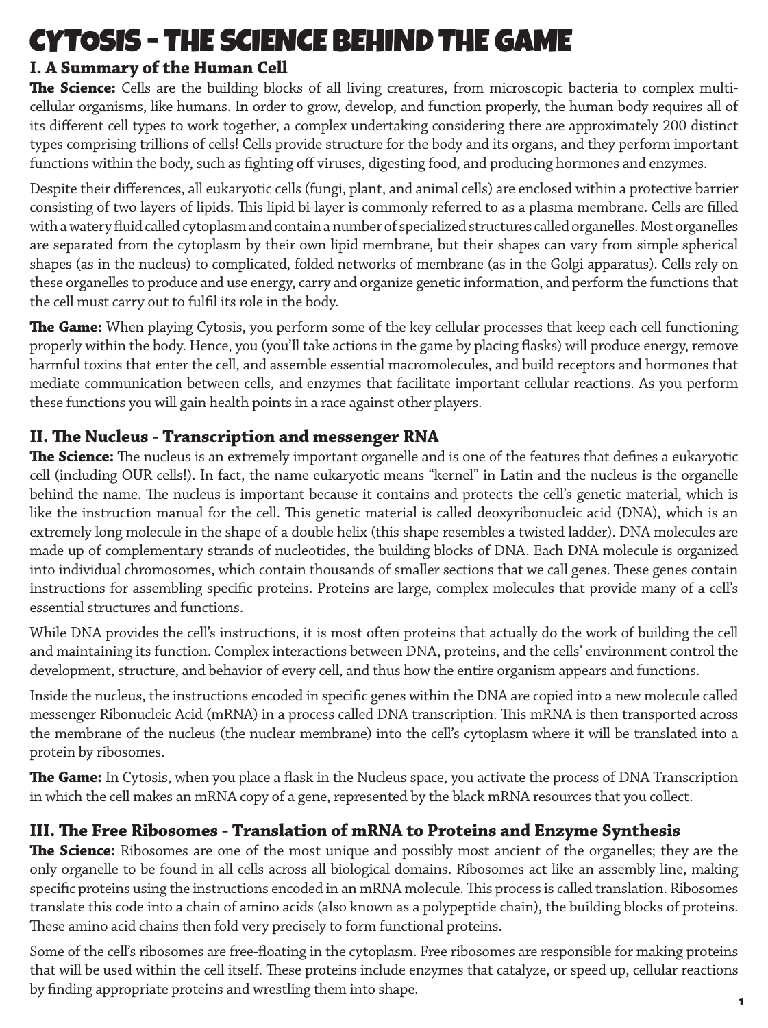# CYTOSIS - THE SCIENCE BEHIND THE GAME

## I. A Summary of the Human Cell

**The Science:** Cells are the building blocks of all living creatures, from microscopic bacteria to complex multi-cellular organisms, like humans. In order to grow, develop, and function properly, the human body requires all of its different cell types to work together, a complex undertaking considering there are approximately 200 distinct types comprising trillions of cells! Cells provide structure for the body and its organs, and they perform important functions within the body, such as fighting off viruses, digesting food, and producing hormones and enzymes.

Despite their differences, all eukaryotic cells (fungi, plant, and animal cells) are enclosed within a protective barrier consisting of two layers of lipids. This lipid bi-layer is commonly referred to as a plasma membrane. Cells are filled with a watery fluid called cytoplasm and contain a number of specialized structures called organelles. Most organelles are separated from the cytoplasm by their own lipid membrane, but their shapes can vary from simple spherical shapes (as in the nucleus) to complicated, folded networks of membrane (as in the Golgi apparatus). Cells rely on these organelles to produce and use energy, carry and organize genetic information, and perform the functions that the cell must carry out to fulfil its role in the body.

**The Game:** When playing Cytosis, you perform some of the key cellular processes that keep each cell functioning properly within the body. Hence, you (you'll take actions in the game by placing flasks) will produce energy, remove harmful toxins that enter the cell, and assemble essential macromolecules, and build receptors and hormones that mediate communication between cells, and enzymes that facilitate important cellular reactions. As you perform these functions you will gain health points in a race against other players.

## II. The Nucleus - Transcription and messenger RNA

**The Science:** The nucleus is an extremely important organelle and is one of the features that defines a eukaryotic cell (including OUR cells!). In fact, the name eukaryotic means "kernel" in Latin and the nucleus is the organelle behind the name. The nucleus is important because it contains and protects the cell's genetic material, which is like the instruction manual for the cell. This genetic material is called deoxyribonucleic acid (DNA), which is an extremely long molecule in the shape of a double helix (this shape resembles a twisted ladder). DNA molecules are made up of complementary strands of nucleotides, the building blocks of DNA. Each DNA molecule is organized into individual chromosomes, which contain thousands of smaller sections that we call genes. These genes contain instructions for assembling specific proteins. Proteins are large, complex molecules that provide many of a cell's essential structures and functions.

While DNA provides the cell's instructions, it is most often proteins that actually do the work of building the cell and maintaining its function. Complex interactions between DNA, proteins, and the cells' environment control the development, structure, and behavior of every cell, and thus how the entire organism appears and functions.

Inside the nucleus, the instructions encoded in specific genes within the DNA are copied into a new molecule called messenger Ribonucleic Acid (mRNA) in a process called DNA transcription. This mRNA is then transported across the membrane of the nucleus (the nuclear membrane) into the cell's cytoplasm where it will be translated into a protein by ribosomes.

**The Game:** In Cytosis, when you place a flask in the Nucleus space, you activate the process of DNA Transcription in which the cell makes an mRNA copy of a gene, represented by the black mRNA resources that you collect.

## III. The Free Ribosomes - Translation of mRNA to Proteins and Enzyme Synthesis

**The Science:** Ribosomes are one of the most unique and possibly most ancient of the organelles; they are the only organelle to be found in all cells across all biological domains. Ribosomes act like an assembly line, making specific proteins using the instructions encoded in an mRNA molecule. This process is called translation. Ribosomes translate this code into a chain of amino acids (also known as a polypeptide chain), the building blocks of proteins. These amino acid chains then fold very precisely to form functional proteins.

Some of the cell's ribosomes are free-floating in the cytoplasm. Free ribosomes are responsible for making proteins that will be used within the cell itself. These proteins include enzymes that catalyze, or speed up, cellular reactions by finding appropriate proteins and wrestling them into shape.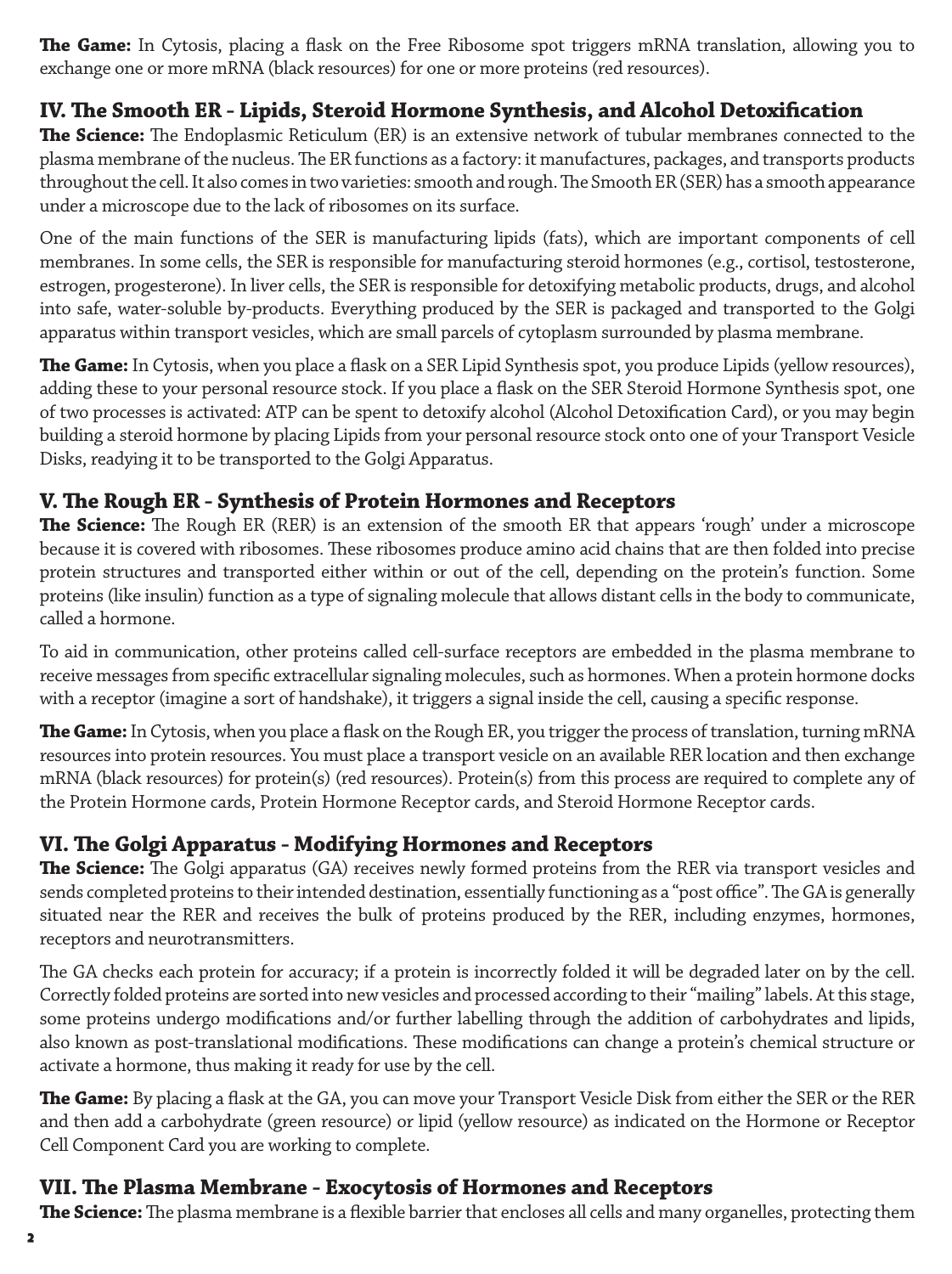**The Game:** In Cytosis, placing a flask on the Free Ribosome spot triggers mRNA translation, allowing you to exchange one or more mRNA (black resources) for one or more proteins (red resources).

## IV. The Smooth ER - Lipids, Steroid Hormone Synthesis, and Alcohol Detoxification

**The Science:** The Endoplasmic Reticulum (ER) is an extensive network of tubular membranes connected to the plasma membrane of the nucleus. The ER functions as a factory: it manufactures, packages, and transports products throughout the cell. It also comes in two varieties: smooth and rough. The Smooth ER (SER) has a smooth appearance under a microscope due to the lack of ribosomes on its surface.

One of the main functions of the SER is manufacturing lipids (fats), which are important components of cell membranes. In some cells, the SER is responsible for manufacturing steroid hormones (e.g., cortisol, testosterone, estrogen, progesterone). In liver cells, the SER is responsible for detoxifying metabolic products, drugs, and alcohol into safe, water-soluble by-products. Everything produced by the SER is packaged and transported to the Golgi apparatus within transport vesicles, which are small parcels of cytoplasm surrounded by plasma membrane.

**The Game:** In Cytosis, when you place a flask on a SER Lipid Synthesis spot, you produce Lipids (yellow resources), adding these to your personal resource stock. If you place a flask on the SER Steroid Hormone Synthesis spot, one of two processes is activated: ATP can be spent to detoxify alcohol (Alcohol Detoxification Card), or you may begin building a steroid hormone by placing Lipids from your personal resource stock onto one of your Transport Vesicle Disks, readying it to be transported to the Golgi Apparatus.

## V. The Rough ER - Synthesis of Protein Hormones and Receptors

**The Science:** The Rough ER (RER) is an extension of the smooth ER that appears 'rough' under a microscope because it is covered with ribosomes. These ribosomes produce amino acid chains that are then folded into precise protein structures and transported either within or out of the cell, depending on the protein's function. Some proteins (like insulin) function as a type of signaling molecule that allows distant cells in the body to communicate, called a hormone.

To aid in communication, other proteins called cell-surface receptors are embedded in the plasma membrane to receive messages from specific extracellular signaling molecules, such as hormones. When a protein hormone docks with a receptor (imagine a sort of handshake), it triggers a signal inside the cell, causing a specific response.

**The Game:** In Cytosis, when you place a flask on the Rough ER, you trigger the process of translation, turning mRNA resources into protein resources. You must place a transport vesicle on an available RER location and then exchange mRNA (black resources) for protein(s) (red resources). Protein(s) from this process are required to complete any of the Protein Hormone cards, Protein Hormone Receptor cards, and Steroid Hormone Receptor cards.

## VI. The Golgi Apparatus - Modifying Hormones and Receptors

**The Science:** The Golgi apparatus (GA) receives newly formed proteins from the RER via transport vesicles and sends completed proteins to their intended destination, essentially functioning as a "post office". The GA is generally situated near the RER and receives the bulk of proteins produced by the RER, including enzymes, hormones, receptors and neurotransmitters.

The GA checks each protein for accuracy; if a protein is incorrectly folded it will be degraded later on by the cell. Correctly folded proteins are sorted into new vesicles and processed according to their "mailing" labels. At this stage, some proteins undergo modifications and/or further labelling through the addition of carbohydrates and lipids, also known as post-translational modifications. These modifications can change a protein's chemical structure or activate a hormone, thus making it ready for use by the cell.

**The Game:** By placing a flask at the GA, you can move your Transport Vesicle Disk from either the SER or the RER and then add a carbohydrate (green resource) or lipid (yellow resource) as indicated on the Hormone or Receptor Cell Component Card you are working to complete.

## VII. The Plasma Membrane - Exocytosis of Hormones and Receptors

**The Science:** The plasma membrane is a flexible barrier that encloses all cells and many organelles, protecting them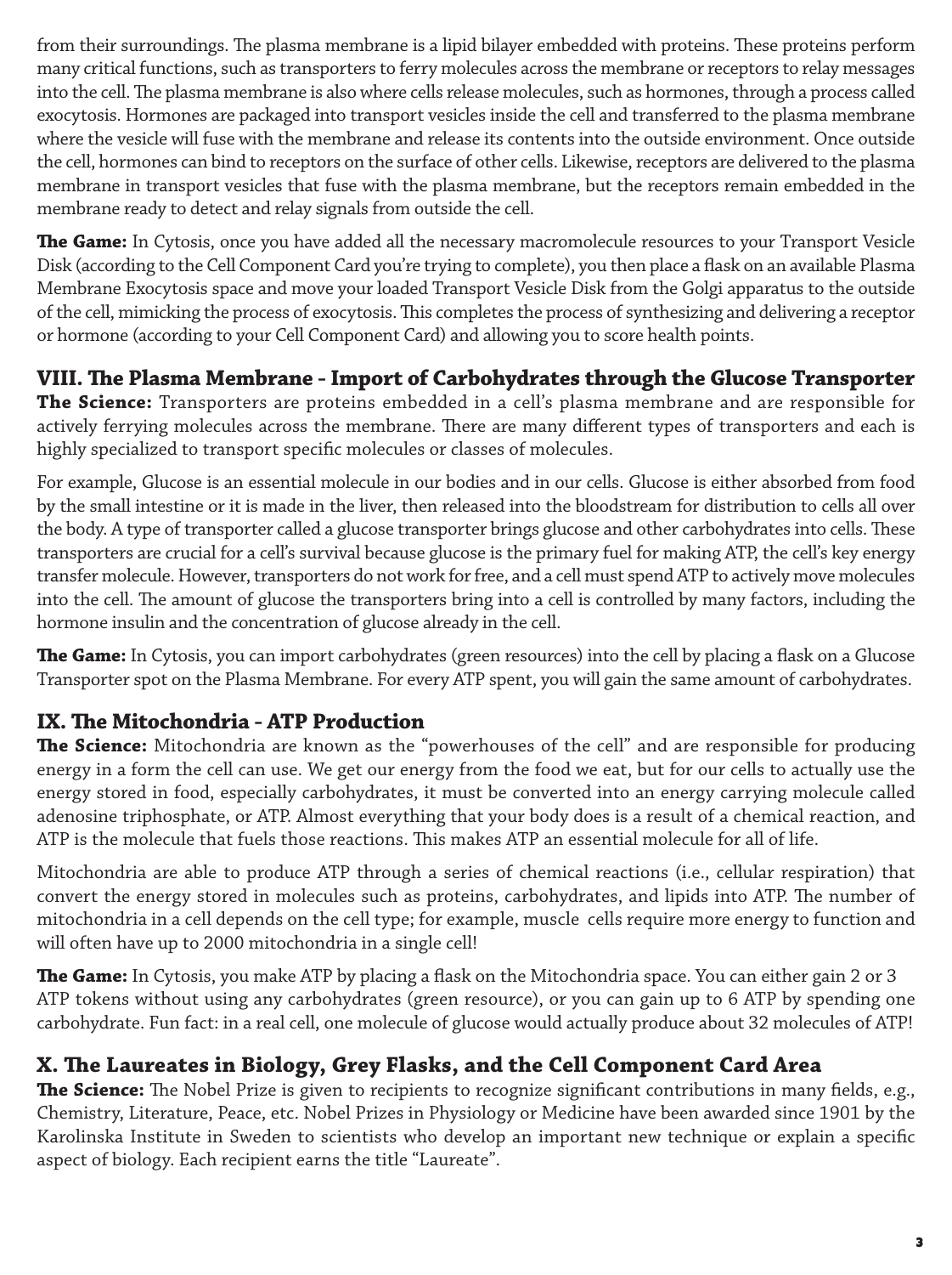from their surroundings. The plasma membrane is a lipid bilayer embedded with proteins. These proteins perform many critical functions, such as transporters to ferry molecules across the membrane or receptors to relay messages into the cell. The plasma membrane is also where cells release molecules, such as hormones, through a process called exocytosis. Hormones are packaged into transport vesicles inside the cell and transferred to the plasma membrane where the vesicle will fuse with the membrane and release its contents into the outside environment. Once outside the cell, hormones can bind to receptors on the surface of other cells. Likewise, receptors are delivered to the plasma membrane in transport vesicles that fuse with the plasma membrane, but the receptors remain embedded in the membrane ready to detect and relay signals from outside the cell.

**The Game:** In Cytosis, once you have added all the necessary macromolecule resources to your Transport Vesicle Disk (according to the Cell Component Card you're trying to complete), you then place a flask on an available Plasma Membrane Exocytosis space and move your loaded Transport Vesicle Disk from the Golgi apparatus to the outside of the cell, mimicking the process of exocytosis. This completes the process of synthesizing and delivering a receptor or hormone (according to your Cell Component Card) and allowing you to score health points.

## VIII. The Plasma Membrane – Import of Carbohydrates through the Glucose Transporter

**The Science:** Transporters are proteins embedded in a cell's plasma membrane and are responsible for actively ferrying molecules across the membrane. There are many different types of transporters and each is highly specialized to transport specific molecules or classes of molecules.

For example, Glucose is an essential molecule in our bodies and in our cells. Glucose is either absorbed from food by the small intestine or it is made in the liver, then released into the bloodstream for distribution to cells all over the body. A type of transporter called a glucose transporter brings glucose and other carbohydrates into cells. These transporters are crucial for a cell's survival because glucose is the primary fuel for making ATP, the cell's key energy transfer molecule. However, transporters do not work for free, and a cell must spend ATP to actively move molecules into the cell. The amount of glucose the transporters bring into a cell is controlled by many factors, including the hormone insulin and the concentration of glucose already in the cell.

**The Game:** In Cytosis, you can import carbohydrates (green resources) into the cell by placing a flask on a Glucose Transporter spot on the Plasma Membrane. For every ATP spent, you will gain the same amount of carbohydrates.

## IX. The Mitochondria – ATP Production

**The Science:** Mitochondria are known as the "powerhouses of the cell" and are responsible for producing energy in a form the cell can use. We get our energy from the food we eat, but for our cells to actually use the energy stored in food, especially carbohydrates, it must be converted into an energy carrying molecule called adenosine triphosphate, or ATP. Almost everything that your body does is a result of a chemical reaction, and ATP is the molecule that fuels those reactions. This makes ATP an essential molecule for all of life.

Mitochondria are able to produce ATP through a series of chemical reactions (i.e., cellular respiration) that convert the energy stored in molecules such as proteins, carbohydrates, and lipids into ATP. The number of mitochondria in a cell depends on the cell type; for example, muscle cells require more energy to function and will often have up to 2000 mitochondria in a single cell!

**The Game:** In Cytosis, you make ATP by placing a flask on the Mitochondria space. You can either gain 2 or 3 ATP tokens without using any carbohydrates (green resource), or you can gain up to 6 ATP by spending one carbohydrate. Fun fact: in a real cell, one molecule of glucose would actually produce about 32 molecules of ATP!

## X. The Laureates in Biology, Grey Flasks, and the Cell Component Card Area

**The Science:** The Nobel Prize is given to recipients to recognize significant contributions in many fields, e.g., Chemistry, Literature, Peace, etc. Nobel Prizes in Physiology or Medicine have been awarded since 1901 by the Karolinska Institute in Sweden to scientists who develop an important new technique or explain a specific aspect of biology. Each recipient earns the title "Laureate".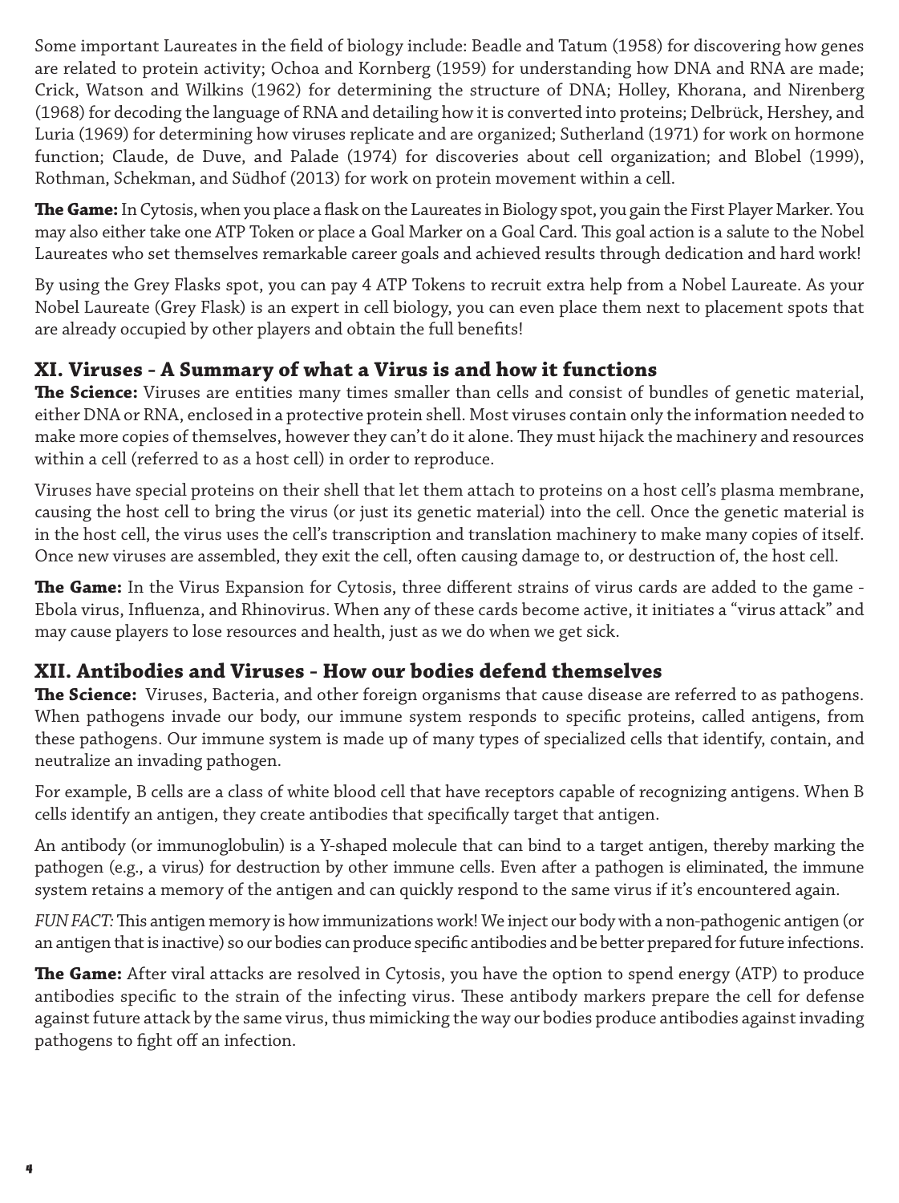Some important Laureates in the field of biology include: Beadle and Tatum (1958) for discovering how genes are related to protein activity; Ochoa and Kornberg (1959) for understanding how DNA and RNA are made; Crick, Watson and Wilkins (1962) for determining the structure of DNA; Holley, Khorana, and Nirenberg (1968) for decoding the language of RNA and detailing how it is converted into proteins; Delbrück, Hershey, and Luria (1969) for determining how viruses replicate and are organized; Sutherland (1971) for work on hormone function; Claude, de Duve, and Palade (1974) for discoveries about cell organization; and Blobel (1999), Rothman, Schekman, and Südhof (2013) for work on protein movement within a cell.

**The Game:** In Cytosis, when you place a flask on the Laureates in Biology spot, you gain the First Player Marker. You may also either take one ATP Token or place a Goal Marker on a Goal Card. This goal action is a salute to the Nobel Laureates who set themselves remarkable career goals and achieved results through dedication and hard work!

By using the Grey Flasks spot, you can pay 4 ATP Tokens to recruit extra help from a Nobel Laureate. As your Nobel Laureate (Grey Flask) is an expert in cell biology, you can even place them next to placement spots that are already occupied by other players and obtain the full benefits!

## XI. Viruses - A Summary of what a Virus is and how it functions

**The Science:** Viruses are entities many times smaller than cells and consist of bundles of genetic material, either DNA or RNA, enclosed in a protective protein shell. Most viruses contain only the information needed to make more copies of themselves, however they can't do it alone. They must hijack the machinery and resources within a cell (referred to as a host cell) in order to reproduce.

Viruses have special proteins on their shell that let them attach to proteins on a host cell's plasma membrane, causing the host cell to bring the virus (or just its genetic material) into the cell. Once the genetic material is in the host cell, the virus uses the cell's transcription and translation machinery to make many copies of itself. Once new viruses are assembled, they exit the cell, often causing damage to, or destruction of, the host cell.

**The Game:** In the Virus Expansion for Cytosis, three different strains of virus cards are added to the game - Ebola virus, Influenza, and Rhinovirus. When any of these cards become active, it initiates a "virus attack" and may cause players to lose resources and health, just as we do when we get sick.

## XII. Antibodies and Viruses - How our bodies defend themselves

**The Science:** Viruses, Bacteria, and other foreign organisms that cause disease are referred to as pathogens. When pathogens invade our body, our immune system responds to specific proteins, called antigens, from these pathogens. Our immune system is made up of many types of specialized cells that identify, contain, and neutralize an invading pathogen.

For example, B cells are a class of white blood cell that have receptors capable of recognizing antigens. When B cells identify an antigen, they create antibodies that specifically target that antigen.

An antibody (or immunoglobulin) is a Y-shaped molecule that can bind to a target antigen, thereby marking the pathogen (e.g., a virus) for destruction by other immune cells. Even after a pathogen is eliminated, the immune system retains a memory of the antigen and can quickly respond to the same virus if it's encountered again.

*FUN FACT:* This antigen memory is how immunizations work! We inject our body with a non-pathogenic antigen (or an antigen that is inactive) so our bodies can produce specific antibodies and be better prepared for future infections.

**The Game:** After viral attacks are resolved in Cytosis, you have the option to spend energy (ATP) to produce antibodies specific to the strain of the infecting virus. These antibody markers prepare the cell for defense against future attack by the same virus, thus mimicking the way our bodies produce antibodies against invading pathogens to fight off an infection.